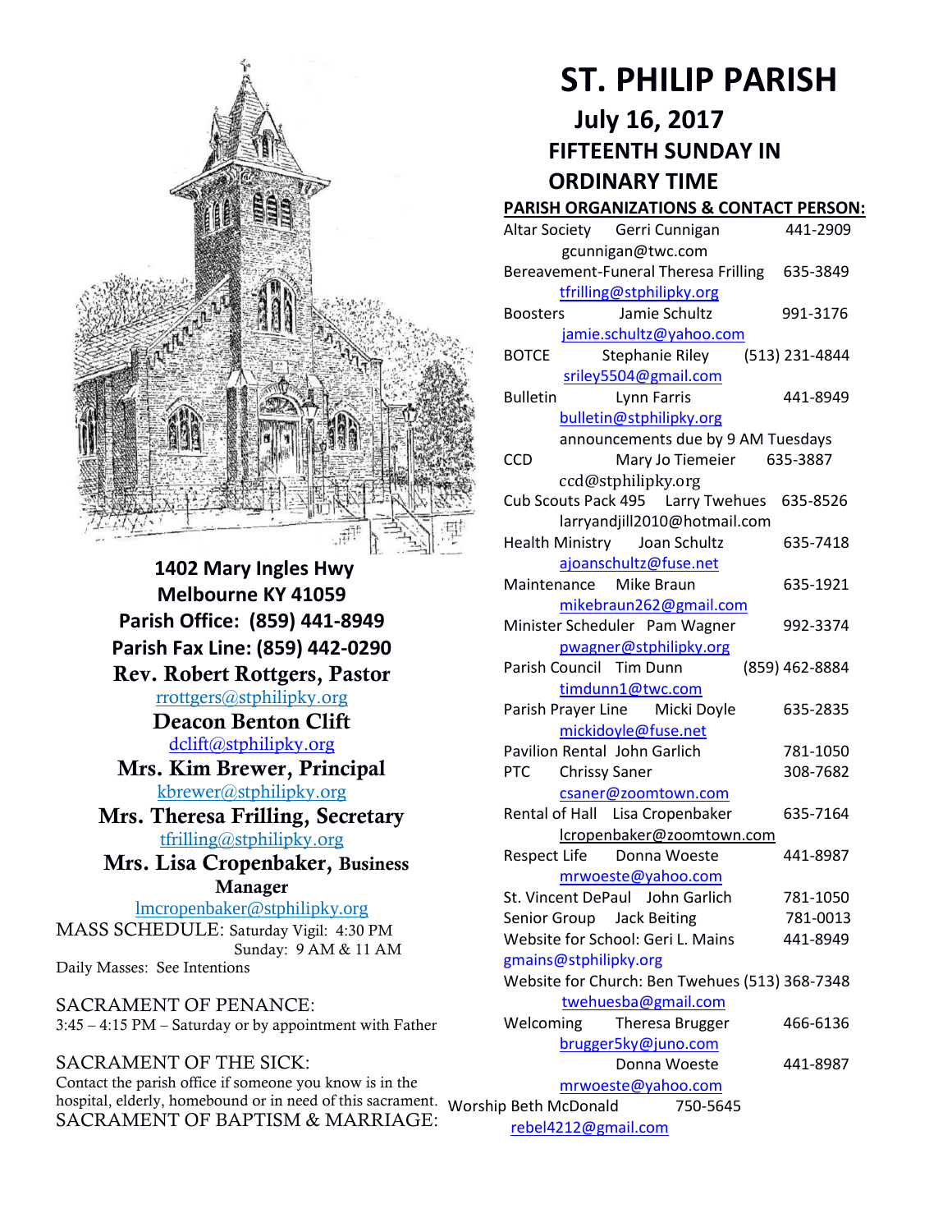# ST. PHILIP PARISH

## July 16, 2017

## FIFTEENTH SUNDAY IN ORDINARY TIME

**1402 Mary Ingles Hwy**
**Melbourne KY 41059**
**Parish Office: (859) 441-8949**
**Parish Fax Line: (859) 442-0290**

**Rev. Robert Rottgers, Pastor**
rrottgers@stphilipky.org

**Deacon Benton Clift**
dclift@stphilipky.org

**Mrs. Kim Brewer, Principal**
kbrewer@stphilipky.org

**Mrs. Theresa Frilling, Secretary**
tfrilling@stphilipky.org

**Mrs. Lisa Cropenbaker, Business Manager**
lmcropenbaker@stphilipky.org

MASS SCHEDULE: Saturday Vigil: 4:30 PM
Sunday: 9 AM & 11 AM
Daily Masses: See Intentions

SACRAMENT OF PENANCE:
3:45 – 4:15 PM – Saturday or by appointment with Father

SACRAMENT OF THE SICK:
Contact the parish office if someone you know is in the hospital, elderly, homebound or in need of this sacrament.

SACRAMENT OF BAPTISM & MARRIAGE:

### PARISH ORGANIZATIONS & CONTACT PERSON:

| Organization | Contact | Phone |
|---|---|---|
| Altar Society | Gerri Cunnigan gcunnigan@twc.com | 441-2909 |
| Bereavement-Funeral | Theresa Frilling tfrilling@stphilipky.org | 635-3849 |
| Boosters | Jamie Schultz jamie.schultz@yahoo.com | 991-3176 |
| BOTCE | Stephanie Riley sriley5504@gmail.com | (513) 231-4844 |
| Bulletin | Lynn Farris bulletin@stphilipky.org announcements due by 9 AM Tuesdays | 441-8949 |
| CCD | Mary Jo Tiemeier ccd@stphilipky.org | 635-3887 |
| Cub Scouts Pack 495 | Larry Twehues larryandjill2010@hotmail.com | 635-8526 |
| Health Ministry | Joan Schultz ajoanschultz@fuse.net | 635-7418 |
| Maintenance | Mike Braun mikebraun262@gmail.com | 635-1921 |
| Minister Scheduler | Pam Wagner pwagner@stphilipky.org | 992-3374 |
| Parish Council | Tim Dunn timdunn1@twc.com | (859) 462-8884 |
| Parish Prayer Line | Micki Doyle mickidoyle@fuse.net | 635-2835 |
| Pavilion Rental | John Garlich | 781-1050 |
| PTC | Chrissy Saner csaner@zoomtown.com | 308-7682 |
| Rental of Hall | Lisa Cropenbaker lcropenbaker@zoomtown.com | 635-7164 |
| Respect Life | Donna Woeste mrwoeste@yahoo.com | 441-8987 |
| St. Vincent DePaul | John Garlich | 781-1050 |
| Senior Group | Jack Beiting | 781-0013 |
| Website for School: | Geri L. Mains gmains@stphilipky.org | 441-8949 |
| Website for Church: | Ben Twehues twehuesba@gmail.com | (513) 368-7348 |
| Welcoming | Theresa Brugger brugger5ky@juno.com | 466-6136 |
| | Donna Woeste mrwoeste@yahoo.com | 441-8987 |
| Worship | Beth McDonald rebel4212@gmail.com | 750-5645 |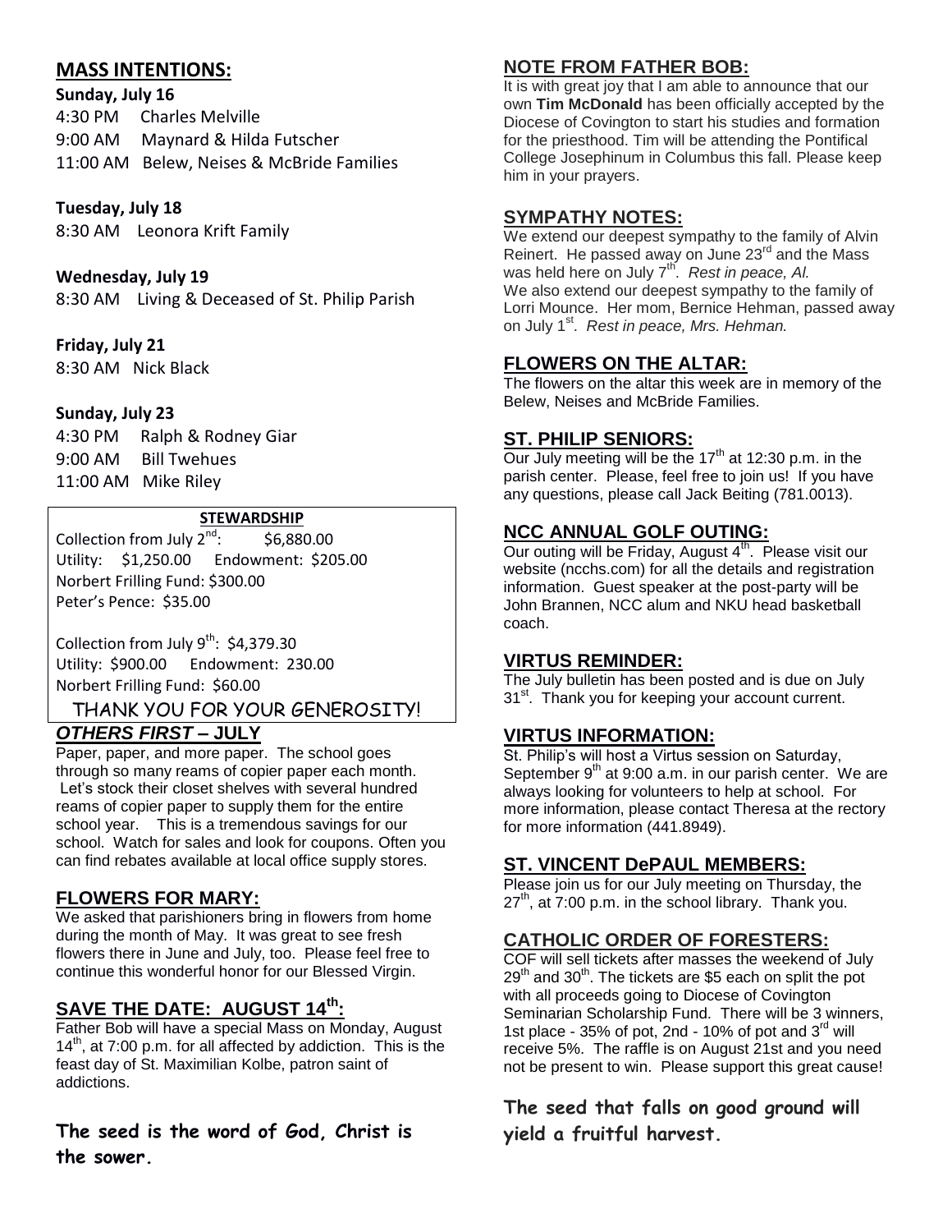## MASS INTENTIONS:

**Sunday, July 16**

4:30 PM Charles Melville
9:00 AM Maynard & Hilda Futscher
11:00 AM Belew, Neises & McBride Families

**Tuesday, July 18**

8:30 AM Leonora Krift Family

**Wednesday, July 19**

8:30 AM Living & Deceased of St. Philip Parish

**Friday, July 21**

8:30 AM Nick Black

**Sunday, July 23**

4:30 PM Ralph & Rodney Giar
9:00 AM Bill Twehues
11:00 AM Mike Riley

**STEWARDSHIP**

Collection from July 2nd: $6,880.00
Utility: $1,250.00 Endowment: $205.00
Norbert Frilling Fund: $300.00
Peter's Pence: $35.00

Collection from July 9th: $4,379.30
Utility: $900.00 Endowment: 230.00
Norbert Frilling Fund: $60.00

THANK YOU FOR YOUR GENEROSITY!

## *OTHERS FIRST* – JULY

Paper, paper, and more paper. The school goes through so many reams of copier paper each month. Let's stock their closet shelves with several hundred reams of copier paper to supply them for the entire school year. This is a tremendous savings for our school. Watch for sales and look for coupons. Often you can find rebates available at local office supply stores.

## FLOWERS FOR MARY:

We asked that parishioners bring in flowers from home during the month of May. It was great to see fresh flowers there in June and July, too. Please feel free to continue this wonderful honor for our Blessed Virgin.

## SAVE THE DATE: AUGUST 14th:

Father Bob will have a special Mass on Monday, August 14th, at 7:00 p.m. for all affected by addiction. This is the feast day of St. Maximilian Kolbe, patron saint of addictions.

**The seed is the word of God, Christ is the sower.**

## NOTE FROM FATHER BOB:

It is with great joy that I am able to announce that our own **Tim McDonald** has been officially accepted by the Diocese of Covington to start his studies and formation for the priesthood. Tim will be attending the Pontifical College Josephinum in Columbus this fall. Please keep him in your prayers.

## SYMPATHY NOTES:

We extend our deepest sympathy to the family of Alvin Reinert. He passed away on June 23rd and the Mass was held here on July 7th. *Rest in peace, Al.*
We also extend our deepest sympathy to the family of Lorri Mounce. Her mom, Bernice Hehman, passed away on July 1st. *Rest in peace, Mrs. Hehman.*

## FLOWERS ON THE ALTAR:

The flowers on the altar this week are in memory of the Belew, Neises and McBride Families.

## ST. PHILIP SENIORS:

Our July meeting will be the 17th at 12:30 p.m. in the parish center. Please, feel free to join us! If you have any questions, please call Jack Beiting (781.0013).

## NCC ANNUAL GOLF OUTING:

Our outing will be Friday, August 4th. Please visit our website (ncchs.com) for all the details and registration information. Guest speaker at the post-party will be John Brannen, NCC alum and NKU head basketball coach.

## VIRTUS REMINDER:

The July bulletin has been posted and is due on July 31st. Thank you for keeping your account current.

## VIRTUS INFORMATION:

St. Philip's will host a Virtus session on Saturday, September 9th at 9:00 a.m. in our parish center. We are always looking for volunteers to help at school. For more information, please contact Theresa at the rectory for more information (441.8949).

## ST. VINCENT DePAUL MEMBERS:

Please join us for our July meeting on Thursday, the 27th, at 7:00 p.m. in the school library. Thank you.

## CATHOLIC ORDER OF FORESTERS:

COF will sell tickets after masses the weekend of July 29th and 30th. The tickets are $5 each on split the pot with all proceeds going to Diocese of Covington Seminarian Scholarship Fund. There will be 3 winners, 1st place - 35% of pot, 2nd - 10% of pot and 3rd will receive 5%. The raffle is on August 21st and you need not be present to win. Please support this great cause!

**The seed that falls on good ground will yield a fruitful harvest.**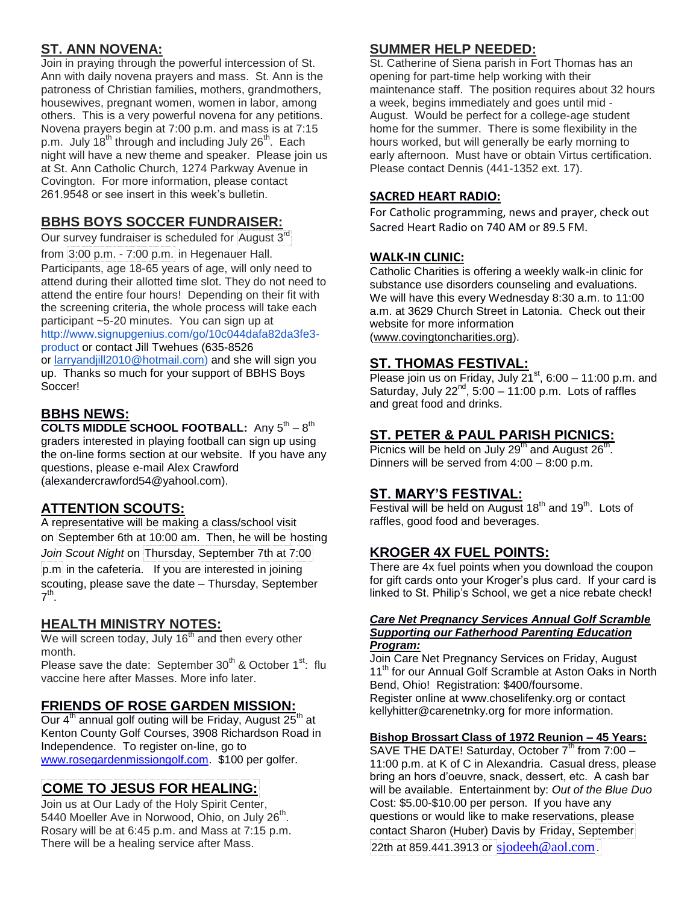## ST. ANN NOVENA:

Join in praying through the powerful intercession of St. Ann with daily novena prayers and mass. St. Ann is the patroness of Christian families, mothers, grandmothers, housewives, pregnant women, women in labor, among others. This is a very powerful novena for any petitions. Novena prayers begin at 7:00 p.m. and mass is at 7:15 p.m. July 18th through and including July 26th. Each night will have a new theme and speaker. Please join us at St. Ann Catholic Church, 1274 Parkway Avenue in Covington. For more information, please contact 261.9548 or see insert in this week's bulletin.

## BBHS BOYS SOCCER FUNDRAISER:

Our survey fundraiser is scheduled for August 3rd from 3:00 p.m. - 7:00 p.m. in Hegenauer Hall. Participants, age 18-65 years of age, will only need to attend during their allotted time slot. They do not need to attend the entire four hours! Depending on their fit with the screening criteria, the whole process will take each participant ~5-20 minutes. You can sign up at http://www.signupgenius.com/go/10c044dafa82da3fe3-product or contact Jill Twehues (635-8526 or larryandjill2010@hotmail.com) and she will sign you up. Thanks so much for your support of BBHS Boys Soccer!

## BBHS NEWS:

**COLTS MIDDLE SCHOOL FOOTBALL:** Any 5th – 8th graders interested in playing football can sign up using the on-line forms section at our website. If you have any questions, please e-mail Alex Crawford (alexandercrawford54@yahool.com).

## ATTENTION SCOUTS:

A representative will be making a class/school visit on September 6th at 10:00 am. Then, he will be hosting *Join Scout Night* on Thursday, September 7th at 7:00 p.m in the cafeteria. If you are interested in joining scouting, please save the date – Thursday, September 7th.

## HEALTH MINISTRY NOTES:

We will screen today, July 16th and then every other month.

Please save the date: September 30th & October 1st: flu vaccine here after Masses. More info later.

## FRIENDS OF ROSE GARDEN MISSION:

Our 4th annual golf outing will be Friday, August 25th at Kenton County Golf Courses, 3908 Richardson Road in Independence. To register on-line, go to www.rosegardenmissiongolf.com. $100 per golfer.

## COME TO JESUS FOR HEALING:

Join us at Our Lady of the Holy Spirit Center, 5440 Moeller Ave in Norwood, Ohio, on July 26th. Rosary will be at 6:45 p.m. and Mass at 7:15 p.m. There will be a healing service after Mass.

## SUMMER HELP NEEDED:

St. Catherine of Siena parish in Fort Thomas has an opening for part-time help working with their maintenance staff. The position requires about 32 hours a week, begins immediately and goes until mid - August. Would be perfect for a college-age student home for the summer. There is some flexibility in the hours worked, but will generally be early morning to early afternoon. Must have or obtain Virtus certification. Please contact Dennis (441-1352 ext. 17).

## SACRED HEART RADIO:

For Catholic programming, news and prayer, check out Sacred Heart Radio on 740 AM or 89.5 FM.

## WALK-IN CLINIC:

Catholic Charities is offering a weekly walk-in clinic for substance use disorders counseling and evaluations. We will have this every Wednesday 8:30 a.m. to 11:00 a.m. at 3629 Church Street in Latonia. Check out their website for more information (www.covingtoncharities.org).

## ST. THOMAS FESTIVAL:

Please join us on Friday, July 21st, 6:00 – 11:00 p.m. and Saturday, July 22nd, 5:00 – 11:00 p.m. Lots of raffles and great food and drinks.

## ST. PETER & PAUL PARISH PICNICS:

Picnics will be held on July 29th and August 26th. Dinners will be served from 4:00 – 8:00 p.m.

## ST. MARY'S FESTIVAL:

Festival will be held on August 18th and 19th. Lots of raffles, good food and beverages.

## KROGER 4X FUEL POINTS:

There are 4x fuel points when you download the coupon for gift cards onto your Kroger's plus card. If your card is linked to St. Philip's School, we get a nice rebate check!

### *Care Net Pregnancy Services Annual Golf Scramble Supporting our Fatherhood Parenting Education Program:*

Join Care Net Pregnancy Services on Friday, August 11th for our Annual Golf Scramble at Aston Oaks in North Bend, Ohio! Registration: $400/foursome.
Register online at www.choselifenky.org or contact kellyhitter@carenetnky.org for more information.

### Bishop Brossart Class of 1972 Reunion – 45 Years:

SAVE THE DATE! Saturday, October 7th from 7:00 – 11:00 p.m. at K of C in Alexandria. Casual dress, please bring an hors d'oeuvre, snack, dessert, etc. A cash bar will be available. Entertainment by: *Out of the Blue Duo* Cost: $5.00-$10.00 per person. If you have any questions or would like to make reservations, please contact Sharon (Huber) Davis by Friday, September 22th at 859.441.3913 or sjodeeh@aol.com.